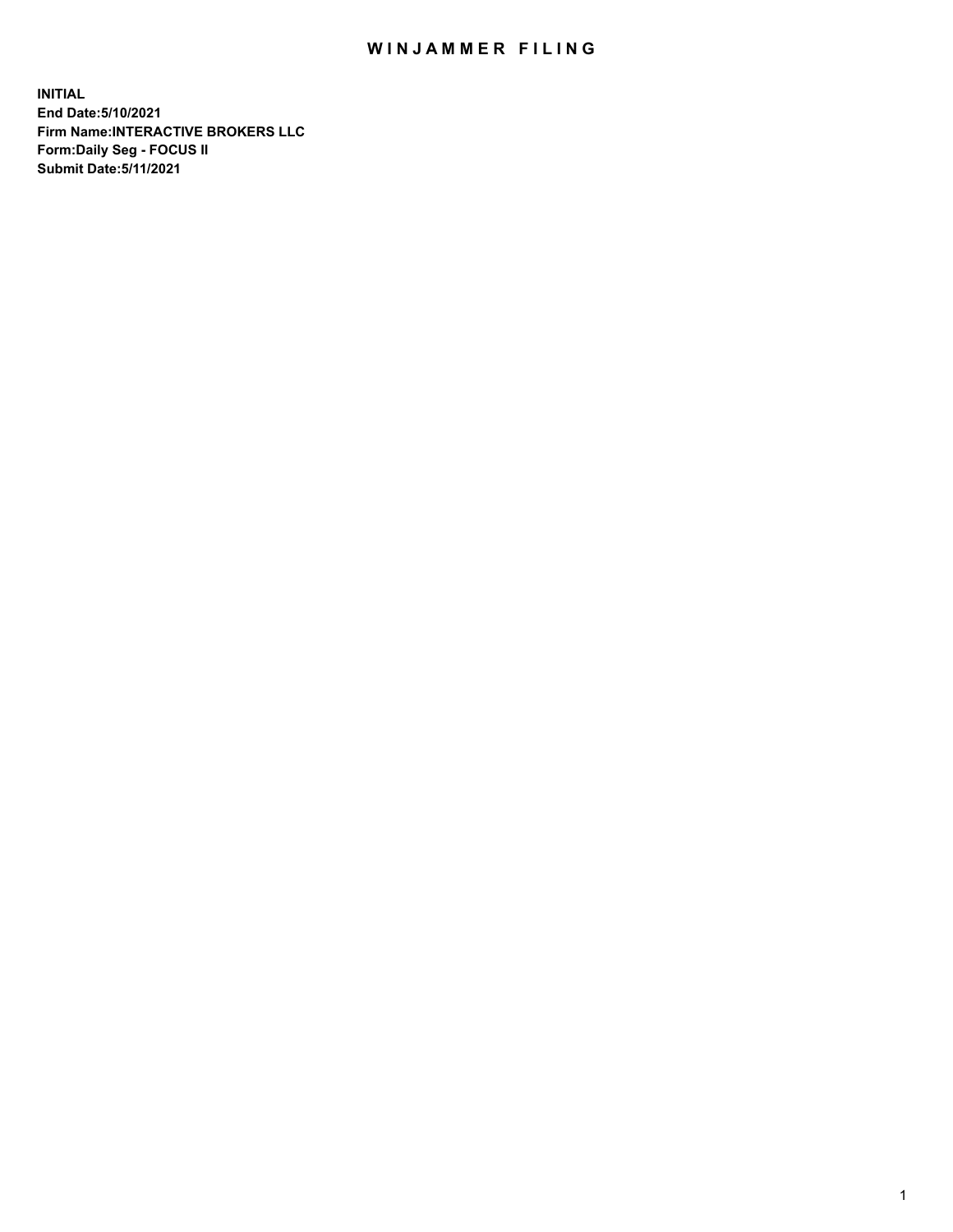# WINJAMMER FILING

**INITIAL**
**End Date:5/10/2021**
**Firm Name:INTERACTIVE BROKERS LLC**
**Form:Daily Seg - FOCUS II**
**Submit Date:5/11/2021**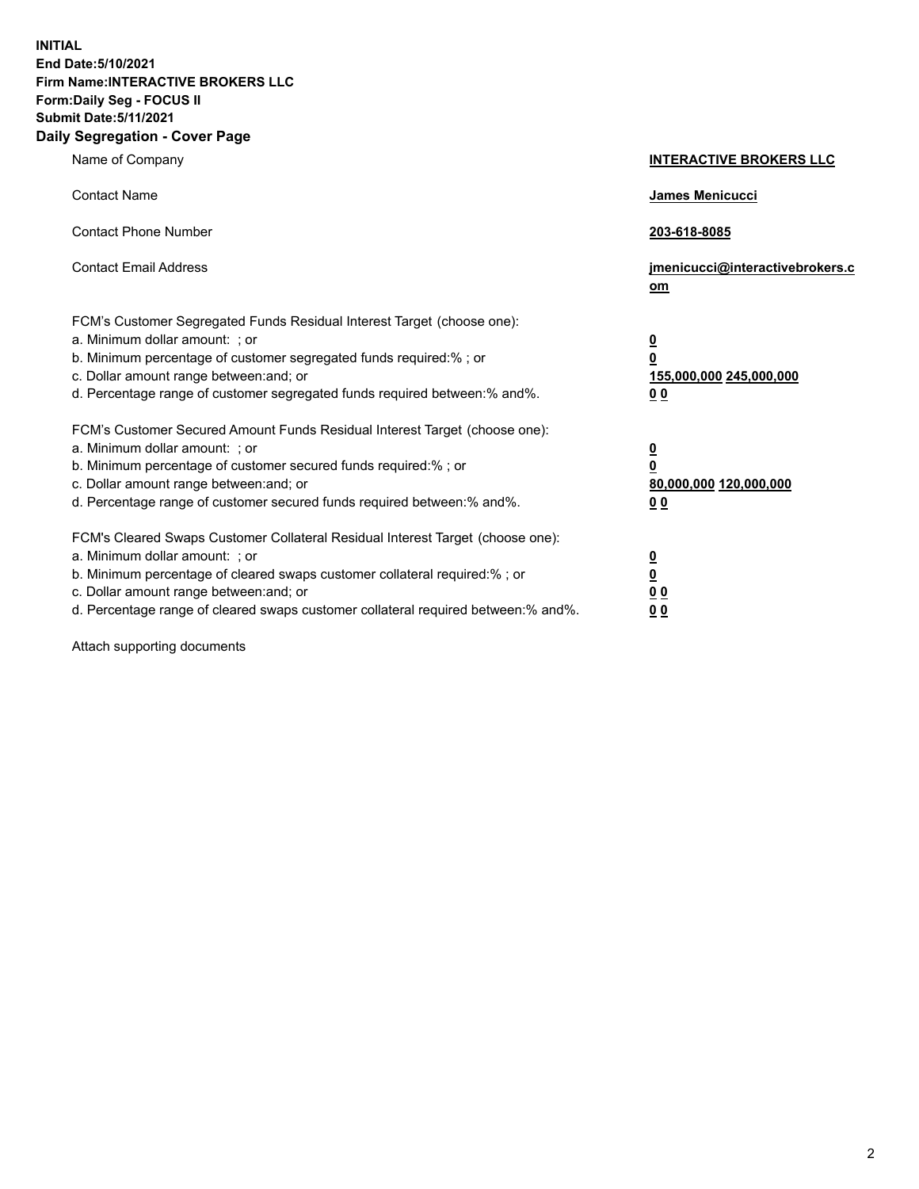**INITIAL**
**End Date:5/10/2021**
**Firm Name:INTERACTIVE BROKERS LLC**
**Form:Daily Seg - FOCUS II**
**Submit Date:5/11/2021**

## Daily Segregation - Cover Page

| | |
|---|---|
| Name of Company | **INTERACTIVE BROKERS LLC** |
| Contact Name | **James Menicucci** |
| Contact Phone Number | **203-618-8085** |
| Contact Email Address | **jmenicucci@interactivebrokers.com** |

FCM's Customer Segregated Funds Residual Interest Target (choose one):

| | |
|---|---|
| a. Minimum dollar amount: ; or | **0** |
| b. Minimum percentage of customer segregated funds required:% ; or | **0** |
| c. Dollar amount range between:and; or | **155,000,000** **245,000,000** |
| d. Percentage range of customer segregated funds required between:% and%. | **0** **0** |

FCM's Customer Secured Amount Funds Residual Interest Target (choose one):

| | |
|---|---|
| a. Minimum dollar amount: ; or | **0** |
| b. Minimum percentage of customer secured funds required:% ; or | **0** |
| c. Dollar amount range between:and; or | **80,000,000** **120,000,000** |
| d. Percentage range of customer secured funds required between:% and%. | **0** **0** |

FCM's Cleared Swaps Customer Collateral Residual Interest Target (choose one):

| | |
|---|---|
| a. Minimum dollar amount: ; or | **0** |
| b. Minimum percentage of cleared swaps customer collateral required:% ; or | **0** |
| c. Dollar amount range between:and; or | **0** **0** |
| d. Percentage range of cleared swaps customer collateral required between:% and%. | **0** **0** |

Attach supporting documents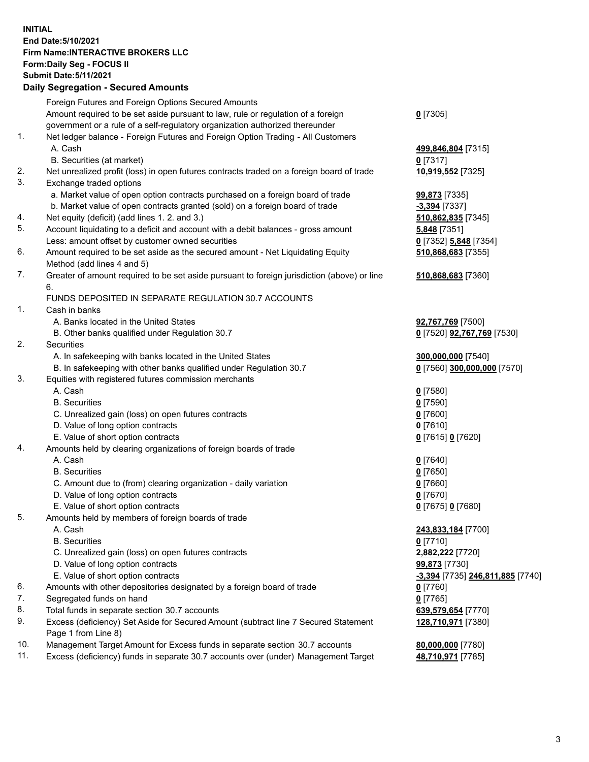**INITIAL**
**End Date:5/10/2021**
**Firm Name:INTERACTIVE BROKERS LLC**
**Form:Daily Seg - FOCUS II**
**Submit Date:5/11/2021**

**Daily Segregation - Secured Amounts**

| | | |
|---|---|---|
| | Foreign Futures and Foreign Options Secured Amounts | |
| | Amount required to be set aside pursuant to law, rule or regulation of a foreign government or a rule of a self-regulatory organization authorized thereunder | **0** [7305] |
| 1. | Net ledger balance - Foreign Futures and Foreign Option Trading - All Customers | |
| | A. Cash | **499,846,804** [7315] |
| | B. Securities (at market) | **0** [7317] |
| 2. | Net unrealized profit (loss) in open futures contracts traded on a foreign board of trade | **10,919,552** [7325] |
| 3. | Exchange traded options | |
| | a. Market value of open option contracts purchased on a foreign board of trade | **99,873** [7335] |
| | b. Market value of open contracts granted (sold) on a foreign board of trade | **-3,394** [7337] |
| 4. | Net equity (deficit) (add lines 1. 2. and 3.) | **510,862,835** [7345] |
| 5. | Account liquidating to a deficit and account with a debit balances - gross amount | **5,848** [7351] |
| | Less: amount offset by customer owned securities | **0** [7352] **5,848** [7354] |
| 6. | Amount required to be set aside as the secured amount - Net Liquidating Equity Method (add lines 4 and 5) | **510,868,683** [7355] |
| 7. | Greater of amount required to be set aside pursuant to foreign jurisdiction (above) or line 6. | **510,868,683** [7360] |
| | FUNDS DEPOSITED IN SEPARATE REGULATION 30.7 ACCOUNTS | |
| 1. | Cash in banks | |
| | A. Banks located in the United States | **92,767,769** [7500] |
| | B. Other banks qualified under Regulation 30.7 | **0** [7520] **92,767,769** [7530] |
| 2. | Securities | |
| | A. In safekeeping with banks located in the United States | **300,000,000** [7540] |
| | B. In safekeeping with other banks qualified under Regulation 30.7 | **0** [7560] **300,000,000** [7570] |
| 3. | Equities with registered futures commission merchants | |
| | A. Cash | **0** [7580] |
| | B. Securities | **0** [7590] |
| | C. Unrealized gain (loss) on open futures contracts | **0** [7600] |
| | D. Value of long option contracts | **0** [7610] |
| | E. Value of short option contracts | **0** [7615] **0** [7620] |
| 4. | Amounts held by clearing organizations of foreign boards of trade | |
| | A. Cash | **0** [7640] |
| | B. Securities | **0** [7650] |
| | C. Amount due to (from) clearing organization - daily variation | **0** [7660] |
| | D. Value of long option contracts | **0** [7670] |
| | E. Value of short option contracts | **0** [7675] **0** [7680] |
| 5. | Amounts held by members of foreign boards of trade | |
| | A. Cash | **243,833,184** [7700] |
| | B. Securities | **0** [7710] |
| | C. Unrealized gain (loss) on open futures contracts | **2,882,222** [7720] |
| | D. Value of long option contracts | **99,873** [7730] |
| | E. Value of short option contracts | **-3,394** [7735] **246,811,885** [7740] |
| 6. | Amounts with other depositories designated by a foreign board of trade | **0** [7760] |
| 7. | Segregated funds on hand | **0** [7765] |
| 8. | Total funds in separate section 30.7 accounts | **639,579,654** [7770] |
| 9. | Excess (deficiency) Set Aside for Secured Amount (subtract line 7 Secured Statement Page 1 from Line 8) | **128,710,971** [7380] |
| 10. | Management Target Amount for Excess funds in separate section 30.7 accounts | **80,000,000** [7780] |
| 11. | Excess (deficiency) funds in separate 30.7 accounts over (under) Management Target | **48,710,971** [7785] |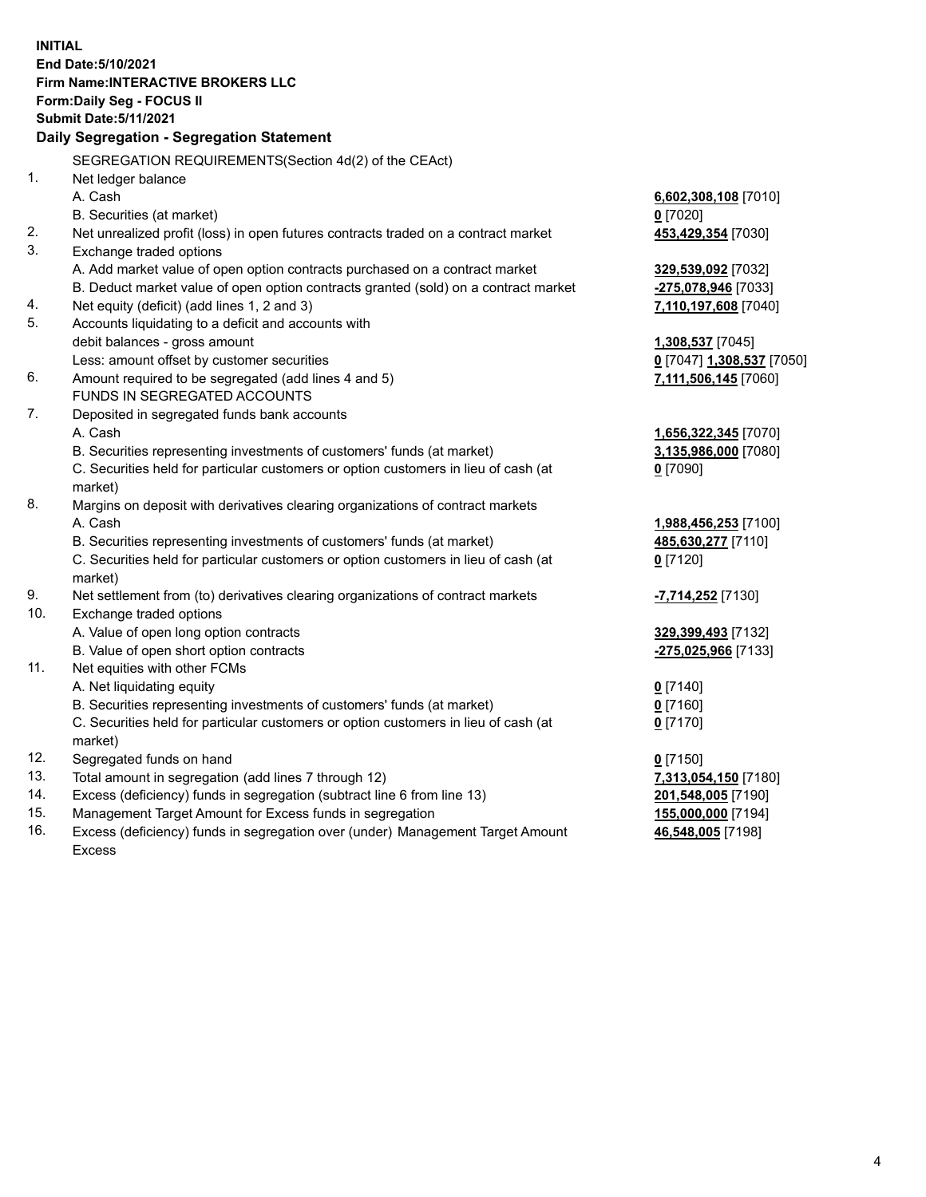**INITIAL**
**End Date:5/10/2021**
**Firm Name:INTERACTIVE BROKERS LLC**
**Form:Daily Seg - FOCUS II**
**Submit Date:5/11/2021**

### Daily Segregation - Segregation Statement

| | | |
|---|---|---|
| | SEGREGATION REQUIREMENTS(Section 4d(2) of the CEAct) | |
| 1. | Net ledger balance | |
| | A. Cash | **6,602,308,108** [7010] |
| | B. Securities (at market) | **0** [7020] |
| 2. | Net unrealized profit (loss) in open futures contracts traded on a contract market | **453,429,354** [7030] |
| 3. | Exchange traded options | |
| | A. Add market value of open option contracts purchased on a contract market | **329,539,092** [7032] |
| | B. Deduct market value of open option contracts granted (sold) on a contract market | **-275,078,946** [7033] |
| 4. | Net equity (deficit) (add lines 1, 2 and 3) | **7,110,197,608** [7040] |
| 5. | Accounts liquidating to a deficit and accounts with | |
| | debit balances - gross amount | **1,308,537** [7045] |
| | Less: amount offset by customer securities | **0** [7047] **1,308,537** [7050] |
| 6. | Amount required to be segregated (add lines 4 and 5) | **7,111,506,145** [7060] |
| | FUNDS IN SEGREGATED ACCOUNTS | |
| 7. | Deposited in segregated funds bank accounts | |
| | A. Cash | **1,656,322,345** [7070] |
| | B. Securities representing investments of customers' funds (at market) | **3,135,986,000** [7080] |
| | C. Securities held for particular customers or option customers in lieu of cash (at market) | **0** [7090] |
| 8. | Margins on deposit with derivatives clearing organizations of contract markets | |
| | A. Cash | **1,988,456,253** [7100] |
| | B. Securities representing investments of customers' funds (at market) | **485,630,277** [7110] |
| | C. Securities held for particular customers or option customers in lieu of cash (at market) | **0** [7120] |
| 9. | Net settlement from (to) derivatives clearing organizations of contract markets | **-7,714,252** [7130] |
| 10. | Exchange traded options | |
| | A. Value of open long option contracts | **329,399,493** [7132] |
| | B. Value of open short option contracts | **-275,025,966** [7133] |
| 11. | Net equities with other FCMs | |
| | A. Net liquidating equity | **0** [7140] |
| | B. Securities representing investments of customers' funds (at market) | **0** [7160] |
| | C. Securities held for particular customers or option customers in lieu of cash (at market) | **0** [7170] |
| 12. | Segregated funds on hand | **0** [7150] |
| 13. | Total amount in segregation (add lines 7 through 12) | **7,313,054,150** [7180] |
| 14. | Excess (deficiency) funds in segregation (subtract line 6 from line 13) | **201,548,005** [7190] |
| 15. | Management Target Amount for Excess funds in segregation | **155,000,000** [7194] |
| 16. | Excess (deficiency) funds in segregation over (under) Management Target Amount Excess | **46,548,005** [7198] |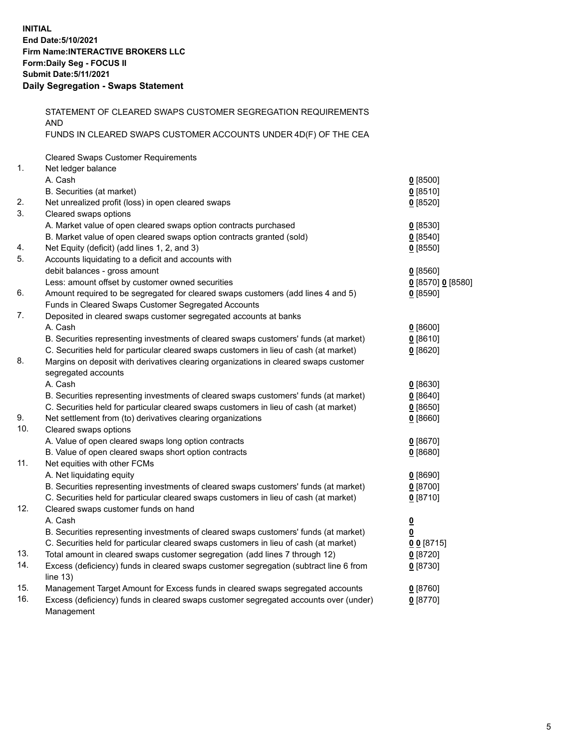**INITIAL**
**End Date:5/10/2021**
**Firm Name:INTERACTIVE BROKERS LLC**
**Form:Daily Seg - FOCUS II**
**Submit Date:5/11/2021**
**Daily Segregation - Swaps Statement**

STATEMENT OF CLEARED SWAPS CUSTOMER SEGREGATION REQUIREMENTS AND FUNDS IN CLEARED SWAPS CUSTOMER ACCOUNTS UNDER 4D(F) OF THE CEA

| | | |
|---|---|---|
| | Cleared Swaps Customer Requirements | |
| 1. | Net ledger balance | |
| | A. Cash | 0 [8500] |
| | B. Securities (at market) | 0 [8510] |
| 2. | Net unrealized profit (loss) in open cleared swaps | 0 [8520] |
| 3. | Cleared swaps options | |
| | A. Market value of open cleared swaps option contracts purchased | 0 [8530] |
| | B. Market value of open cleared swaps option contracts granted (sold) | 0 [8540] |
| 4. | Net Equity (deficit) (add lines 1, 2, and 3) | 0 [8550] |
| 5. | Accounts liquidating to a deficit and accounts with debit balances - gross amount | 0 [8560] |
| | Less: amount offset by customer owned securities | 0 [8570] 0 [8580] |
| 6. | Amount required to be segregated for cleared swaps customers (add lines 4 and 5) | 0 [8590] |
| | Funds in Cleared Swaps Customer Segregated Accounts | |
| 7. | Deposited in cleared swaps customer segregated accounts at banks | |
| | A. Cash | 0 [8600] |
| | B. Securities representing investments of cleared swaps customers' funds (at market) | 0 [8610] |
| | C. Securities held for particular cleared swaps customers in lieu of cash (at market) | 0 [8620] |
| 8. | Margins on deposit with derivatives clearing organizations in cleared swaps customer segregated accounts | |
| | A. Cash | 0 [8630] |
| | B. Securities representing investments of cleared swaps customers' funds (at market) | 0 [8640] |
| | C. Securities held for particular cleared swaps customers in lieu of cash (at market) | 0 [8650] |
| 9. | Net settlement from (to) derivatives clearing organizations | 0 [8660] |
| 10. | Cleared swaps options | |
| | A. Value of open cleared swaps long option contracts | 0 [8670] |
| | B. Value of open cleared swaps short option contracts | 0 [8680] |
| 11. | Net equities with other FCMs | |
| | A. Net liquidating equity | 0 [8690] |
| | B. Securities representing investments of cleared swaps customers' funds (at market) | 0 [8700] |
| | C. Securities held for particular cleared swaps customers in lieu of cash (at market) | 0 [8710] |
| 12. | Cleared swaps customer funds on hand | |
| | A. Cash | 0 |
| | B. Securities representing investments of cleared swaps customers' funds (at market) | 0 |
| | C. Securities held for particular cleared swaps customers in lieu of cash (at market) | 0 0 [8715] |
| 13. | Total amount in cleared swaps customer segregation (add lines 7 through 12) | 0 [8720] |
| 14. | Excess (deficiency) funds in cleared swaps customer segregation (subtract line 6 from line 13) | 0 [8730] |
| 15. | Management Target Amount for Excess funds in cleared swaps segregated accounts | 0 [8760] |
| 16. | Excess (deficiency) funds in cleared swaps customer segregated accounts over (under) Management | 0 [8770] |